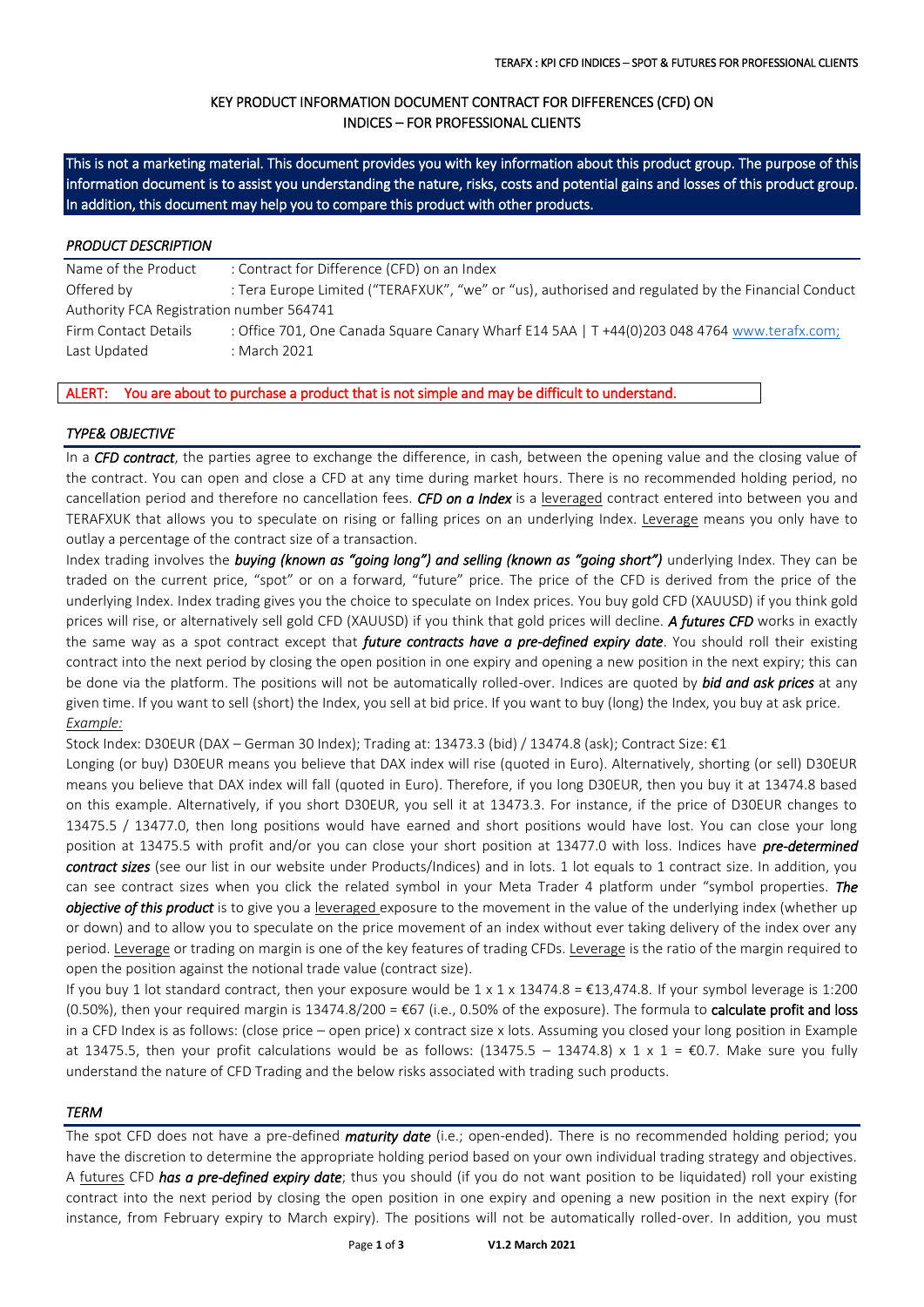# KEY PRODUCT INFORMATION DOCUMENT CONTRACT FOR DIFFERENCES (CFD) ON INDICES – FOR PROFESSIONAL CLIENTS

This is not a marketing material. This document provides you with key information about this product group. The purpose of this information document is to assist you understanding the nature, risks, costs and potential gains and losses of this product group. In addition, this document may help you to compare this product with other products.

## *PRODUCT DESCRIPTION*

Name of the Product : Contract for Difference (CFD) on an Index
Offered by : Tera Europe Limited ("TERAFXUK", "we" or "us), authorised and regulated by the Financial Conduct Authority FCA Registration number 564741
Firm Contact Details : Office 701, One Canada Square Canary Wharf E14 5AA | T +44(0)203 048 4764 www.terafx.com;
Last Updated : March 2021

ALERT: You are about to purchase a product that is not simple and may be difficult to understand.

## *TYPE& OBJECTIVE*

In a ***CFD contract***, the parties agree to exchange the difference, in cash, between the opening value and the closing value of the contract. You can open and close a CFD at any time during market hours. There is no recommended holding period, no cancellation period and therefore no cancellation fees. ***CFD on a Index*** is a leveraged contract entered into between you and TERAFXUK that allows you to speculate on rising or falling prices on an underlying Index. Leverage means you only have to outlay a percentage of the contract size of a transaction.

Index trading involves the ***buying (known as "going long") and selling (known as "going short")*** underlying Index. They can be traded on the current price, "spot" or on a forward, "future" price. The price of the CFD is derived from the price of the underlying Index. Index trading gives you the choice to speculate on Index prices. You buy gold CFD (XAUUSD) if you think gold prices will rise, or alternatively sell gold CFD (XAUUSD) if you think that gold prices will decline. ***A futures CFD*** works in exactly the same way as a spot contract except that ***future contracts have a pre-defined expiry date***. You should roll their existing contract into the next period by closing the open position in one expiry and opening a new position in the next expiry; this can be done via the platform. The positions will not be automatically rolled-over. Indices are quoted by ***bid and ask prices*** at any given time. If you want to sell (short) the Index, you sell at bid price. If you want to buy (long) the Index, you buy at ask price.

*Example:*

Stock Index: D30EUR (DAX – German 30 Index); Trading at: 13473.3 (bid) / 13474.8 (ask); Contract Size: €1

Longing (or buy) D30EUR means you believe that DAX index will rise (quoted in Euro). Alternatively, shorting (or sell) D30EUR means you believe that DAX index will fall (quoted in Euro). Therefore, if you long D30EUR, then you buy it at 13474.8 based on this example. Alternatively, if you short D30EUR, you sell it at 13473.3. For instance, if the price of D30EUR changes to 13475.5 / 13477.0, then long positions would have earned and short positions would have lost. You can close your long position at 13475.5 with profit and/or you can close your short position at 13477.0 with loss. Indices have ***pre-determined contract sizes*** (see our list in our website under Products/Indices) and in lots. 1 lot equals to 1 contract size. In addition, you can see contract sizes when you click the related symbol in your Meta Trader 4 platform under "symbol properties. ***The objective of this product*** is to give you a leveraged exposure to the movement in the value of the underlying index (whether up or down) and to allow you to speculate on the price movement of an index without ever taking delivery of the index over any period. Leverage or trading on margin is one of the key features of trading CFDs. Leverage is the ratio of the margin required to open the position against the notional trade value (contract size).

If you buy 1 lot standard contract, then your exposure would be 1 x 1 x 13474.8 = €13,474.8. If your symbol leverage is 1:200 (0.50%), then your required margin is 13474.8/200 = €67 (i.e., 0.50% of the exposure). The formula to **calculate profit and loss** in a CFD Index is as follows: (close price – open price) x contract size x lots. Assuming you closed your long position in Example at 13475.5, then your profit calculations would be as follows: (13475.5 – 13474.8) x 1 x 1 = €0.7. Make sure you fully understand the nature of CFD Trading and the below risks associated with trading such products.

## *TERM*

The spot CFD does not have a pre-defined ***maturity date*** (i.e.; open-ended). There is no recommended holding period; you have the discretion to determine the appropriate holding period based on your own individual trading strategy and objectives. A futures CFD ***has a pre-defined expiry date***; thus you should (if you do not want position to be liquidated) roll your existing contract into the next period by closing the open position in one expiry and opening a new position in the next expiry (for instance, from February expiry to March expiry). The positions will not be automatically rolled-over. In addition, you must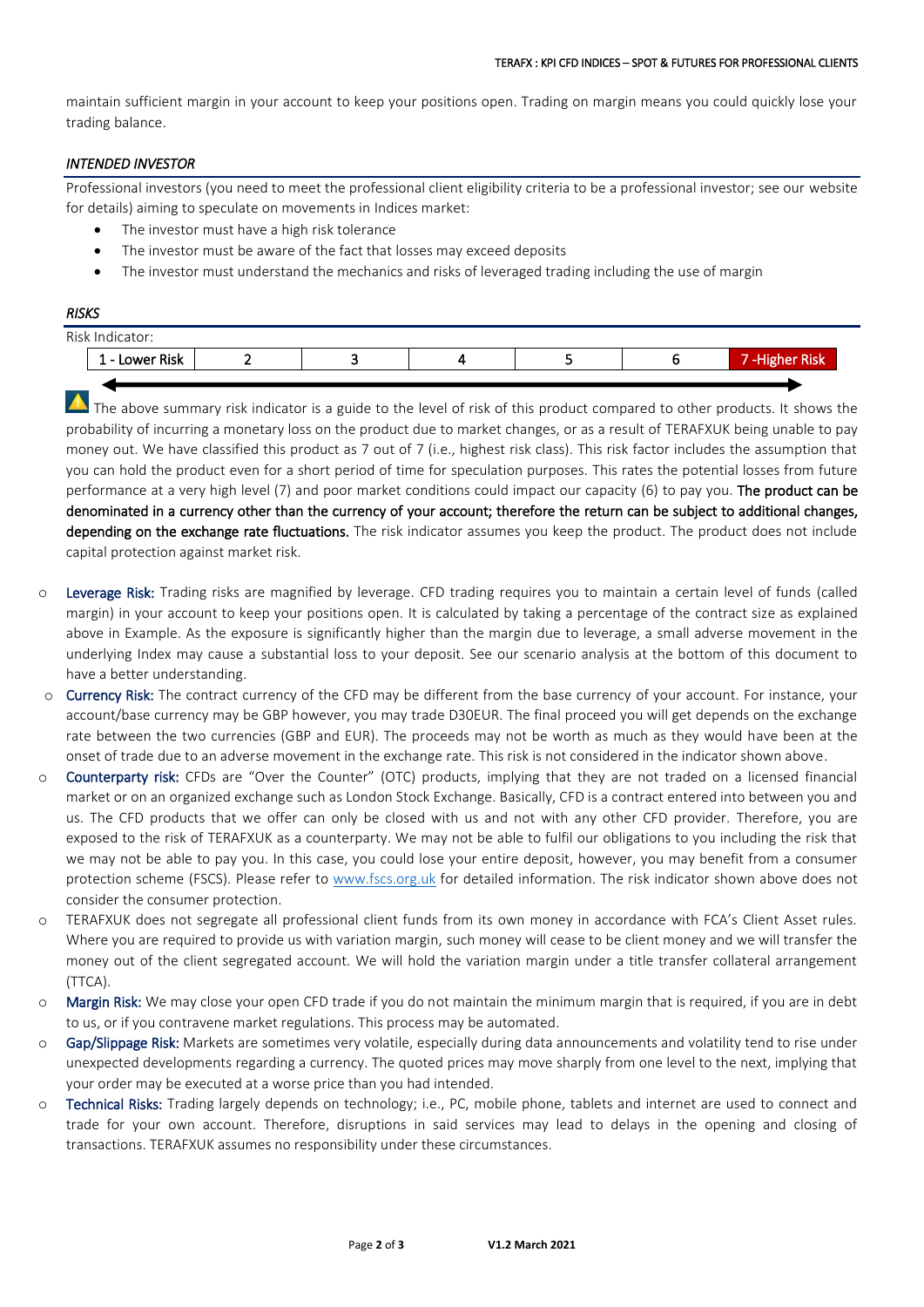maintain sufficient margin in your account to keep your positions open. Trading on margin means you could quickly lose your trading balance.

### *INTENDED INVESTOR*

Professional investors (you need to meet the professional client eligibility criteria to be a professional investor; see our website for details) aiming to speculate on movements in Indices market:

- The investor must have a high risk tolerance
- The investor must be aware of the fact that losses may exceed deposits
- The investor must understand the mechanics and risks of leveraged trading including the use of margin

### *RISKS*

Risk Indicator:

| 1 - Lower Risk | 2 | 3 | 4 | 5 | 6 | 7 -Higher Risk |
|---|---|---|---|---|---|---|

The above summary risk indicator is a guide to the level of risk of this product compared to other products. It shows the probability of incurring a monetary loss on the product due to market changes, or as a result of TERAFXUK being unable to pay money out. We have classified this product as 7 out of 7 (i.e., highest risk class). This risk factor includes the assumption that you can hold the product even for a short period of time for speculation purposes. This rates the potential losses from future performance at a very high level (7) and poor market conditions could impact our capacity (6) to pay you. **The product can be denominated in a currency other than the currency of your account; therefore the return can be subject to additional changes, depending on the exchange rate fluctuations.** The risk indicator assumes you keep the product. The product does not include capital protection against market risk.

- **Leverage Risk:** Trading risks are magnified by leverage. CFD trading requires you to maintain a certain level of funds (called margin) in your account to keep your positions open. It is calculated by taking a percentage of the contract size as explained above in Example. As the exposure is significantly higher than the margin due to leverage, a small adverse movement in the underlying Index may cause a substantial loss to your deposit. See our scenario analysis at the bottom of this document to have a better understanding.
- **Currency Risk:** The contract currency of the CFD may be different from the base currency of your account. For instance, your account/base currency may be GBP however, you may trade D30EUR. The final proceed you will get depends on the exchange rate between the two currencies (GBP and EUR). The proceeds may not be worth as much as they would have been at the onset of trade due to an adverse movement in the exchange rate. This risk is not considered in the indicator shown above.
- **Counterparty risk:** CFDs are "Over the Counter" (OTC) products, implying that they are not traded on a licensed financial market or on an organized exchange such as London Stock Exchange. Basically, CFD is a contract entered into between you and us. The CFD products that we offer can only be closed with us and not with any other CFD provider. Therefore, you are exposed to the risk of TERAFXUK as a counterparty. We may not be able to fulfil our obligations to you including the risk that we may not be able to pay you. In this case, you could lose your entire deposit, however, you may benefit from a consumer protection scheme (FSCS). Please refer to www.fscs.org.uk for detailed information. The risk indicator shown above does not consider the consumer protection.
- TERAFXUK does not segregate all professional client funds from its own money in accordance with FCA's Client Asset rules. Where you are required to provide us with variation margin, such money will cease to be client money and we will transfer the money out of the client segregated account. We will hold the variation margin under a title transfer collateral arrangement (TTCA).
- **Margin Risk:** We may close your open CFD trade if you do not maintain the minimum margin that is required, if you are in debt to us, or if you contravene market regulations. This process may be automated.
- **Gap/Slippage Risk:** Markets are sometimes very volatile, especially during data announcements and volatility tend to rise under unexpected developments regarding a currency. The quoted prices may move sharply from one level to the next, implying that your order may be executed at a worse price than you had intended.
- **Technical Risks:** Trading largely depends on technology; i.e., PC, mobile phone, tablets and internet are used to connect and trade for your own account. Therefore, disruptions in said services may lead to delays in the opening and closing of transactions. TERAFXUK assumes no responsibility under these circumstances.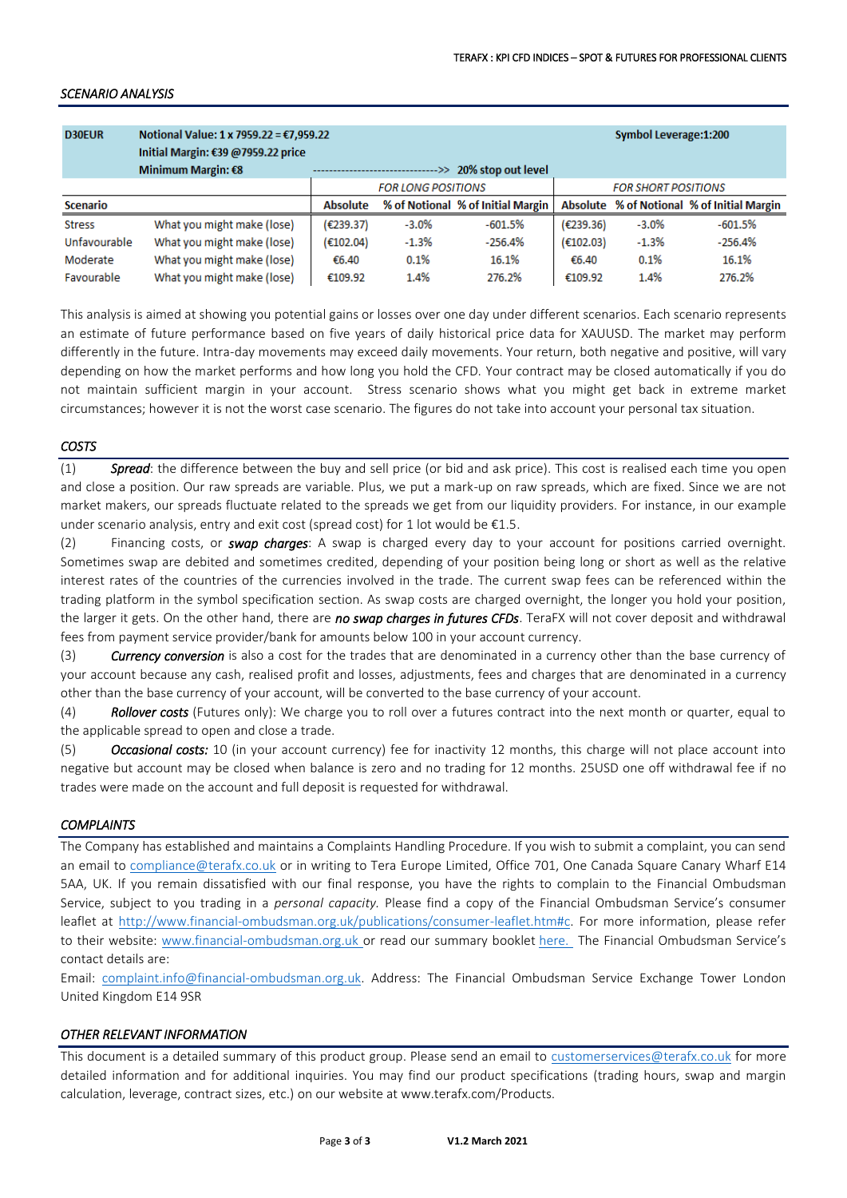## SCENARIO ANALYSIS

| D30EUR | Notional Value: 1 x 7959.22 = €7,959.22<br>Initial Margin: €39 @7959.22 price<br>Minimum Margin: €8 | ------------------------------>> 20% stop out level | | | Symbol Leverage:1:200 | | |
|---|---|---|---|---|---|---|---|
| | | FOR LONG POSITIONS | | | FOR SHORT POSITIONS | | |
| Scenario | | Absolute | % of Notional | % of Initial Margin | Absolute | % of Notional | % of Initial Margin |
| Stress | What you might make (lose) | (€239.37) | -3.0% | -601.5% | (€239.36) | -3.0% | -601.5% |
| Unfavourable | What you might make (lose) | (€102.04) | -1.3% | -256.4% | (€102.03) | -1.3% | -256.4% |
| Moderate | What you might make (lose) | €6.40 | 0.1% | 16.1% | €6.40 | 0.1% | 16.1% |
| Favourable | What you might make (lose) | €109.92 | 1.4% | 276.2% | €109.92 | 1.4% | 276.2% |

This analysis is aimed at showing you potential gains or losses over one day under different scenarios. Each scenario represents an estimate of future performance based on five years of daily historical price data for XAUUSD. The market may perform differently in the future. Intra-day movements may exceed daily movements. Your return, both negative and positive, will vary depending on how the market performs and how long you hold the CFD. Your contract may be closed automatically if you do not maintain sufficient margin in your account. Stress scenario shows what you might get back in extreme market circumstances; however it is not the worst case scenario. The figures do not take into account your personal tax situation.

## COSTS

(1) ***Spread***: the difference between the buy and sell price (or bid and ask price). This cost is realised each time you open and close a position. Our raw spreads are variable. Plus, we put a mark-up on raw spreads, which are fixed. Since we are not market makers, our spreads fluctuate related to the spreads we get from our liquidity providers. For instance, in our example under scenario analysis, entry and exit cost (spread cost) for 1 lot would be €1.5.

(2) Financing costs, or ***swap charges***: A swap is charged every day to your account for positions carried overnight. Sometimes swap are debited and sometimes credited, depending of your position being long or short as well as the relative interest rates of the countries of the currencies involved in the trade. The current swap fees can be referenced within the trading platform in the symbol specification section. As swap costs are charged overnight, the longer you hold your position, the larger it gets. On the other hand, there are ***no swap charges in futures CFDs***. TeraFX will not cover deposit and withdrawal fees from payment service provider/bank for amounts below 100 in your account currency.

(3) ***Currency conversion*** is also a cost for the trades that are denominated in a currency other than the base currency of your account because any cash, realised profit and losses, adjustments, fees and charges that are denominated in a currency other than the base currency of your account, will be converted to the base currency of your account.

(4) ***Rollover costs*** (Futures only): We charge you to roll over a futures contract into the next month or quarter, equal to the applicable spread to open and close a trade.

(5) ***Occasional costs:*** 10 (in your account currency) fee for inactivity 12 months, this charge will not place account into negative but account may be closed when balance is zero and no trading for 12 months. 25USD one off withdrawal fee if no trades were made on the account and full deposit is requested for withdrawal.

## COMPLAINTS

The Company has established and maintains a Complaints Handling Procedure. If you wish to submit a complaint, you can send an email to compliance@terafx.co.uk or in writing to Tera Europe Limited, Office 701, One Canada Square Canary Wharf E14 5AA, UK. If you remain dissatisfied with our final response, you have the rights to complain to the Financial Ombudsman Service, subject to you trading in a *personal capacity.* Please find a copy of the Financial Ombudsman Service's consumer leaflet at http://www.financial-ombudsman.org.uk/publications/consumer-leaflet.htm#c. For more information, please refer to their website: www.financial-ombudsman.org.uk or read our summary booklet here. The Financial Ombudsman Service's contact details are:

Email: complaint.info@financial-ombudsman.org.uk. Address: The Financial Ombudsman Service Exchange Tower London United Kingdom E14 9SR

## OTHER RELEVANT INFORMATION

This document is a detailed summary of this product group. Please send an email to customerservices@terafx.co.uk for more detailed information and for additional inquiries. You may find our product specifications (trading hours, swap and margin calculation, leverage, contract sizes, etc.) on our website at www.terafx.com/Products.